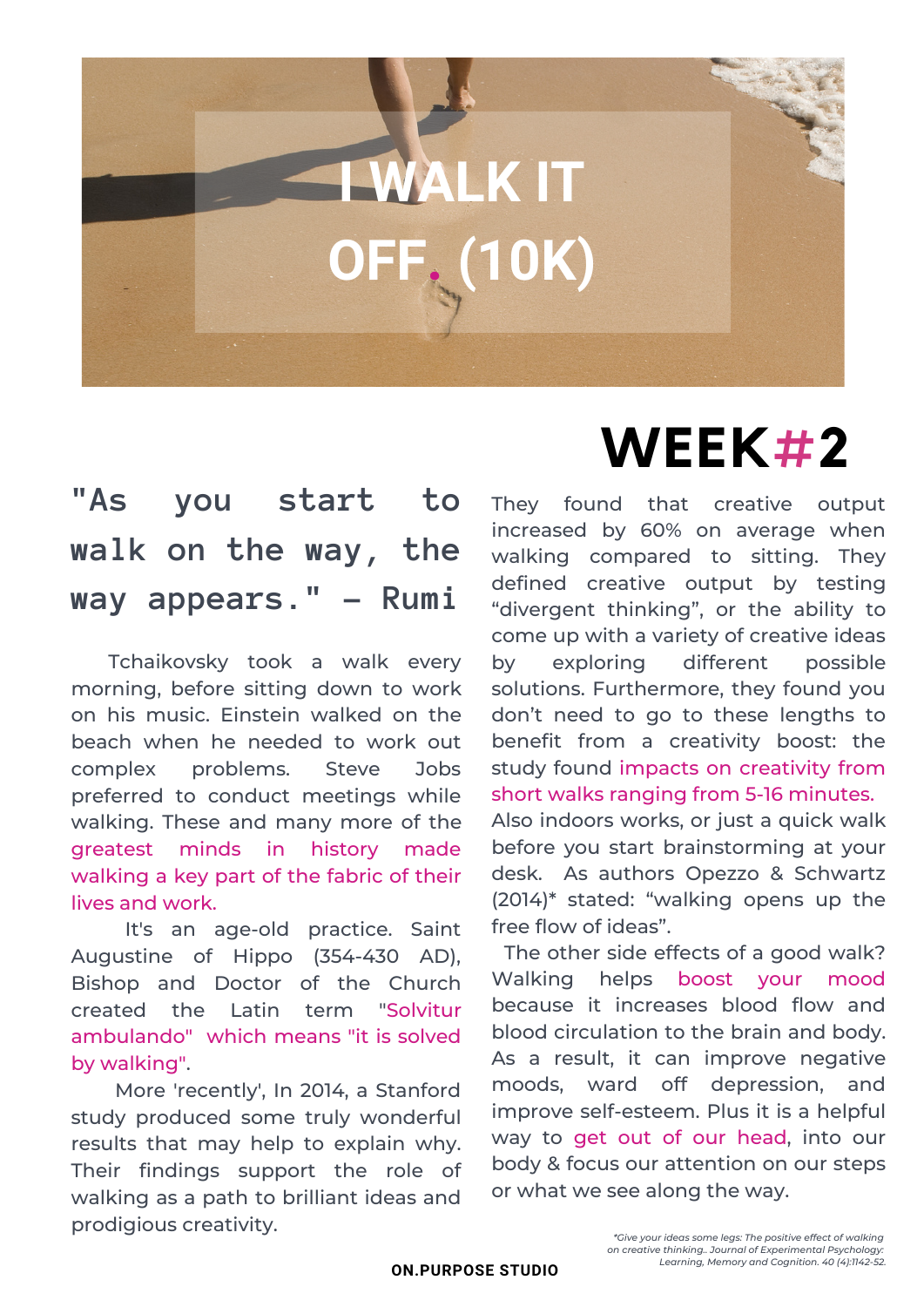# I WALK IT OFF. (10K)

## WEEK#2

### "As you start to walk on the way, the way appears." – Rumi

Tchaikovsky took a walk every morning, before sitting down to work on his music. Einstein walked on the beach when he needed to work out complex problems. Steve Jobs preferred to conduct meetings while walking. These and many more of the greatest minds in history made walking a key part of the fabric of their lives and work.

It's an age-old practice. Saint Augustine of Hippo (354-430 AD), Bishop and Doctor of the Church created the Latin term "Solvitur ambulando" which means "it is solved by walking".

More 'recently', In 2014, a Stanford study produced some truly wonderful results that may help to explain why. Their findings support the role of walking as a path to brilliant ideas and prodigious creativity.

They found that creative output increased by 60% on average when walking compared to sitting. They defined creative output by testing "divergent thinking", or the ability to come up with a variety of creative ideas by exploring different possible solutions. Furthermore, they found you don't need to go to these lengths to benefit from a creativity boost: the study found impacts on creativity from short walks ranging from 5-16 minutes. Also indoors works, or just a quick walk before you start brainstorming at your desk. As authors Opezzo & Schwartz (2014)* stated: "walking opens up the free flow of ideas".

The other side effects of a good walk? Walking helps boost your mood because it increases blood flow and blood circulation to the brain and body. As a result, it can improve negative moods, ward off depression, and improve self-esteem. Plus it is a helpful way to get out of our head, into our body & focus our attention on our steps or what we see along the way.

*\*Give your ideas some legs: The positive effect of walking on creative thinking.. Journal of Experimental Psychology: Learning, Memory and Cognition. 40 (4):1142-52.*

ON.PURPOSE STUDIO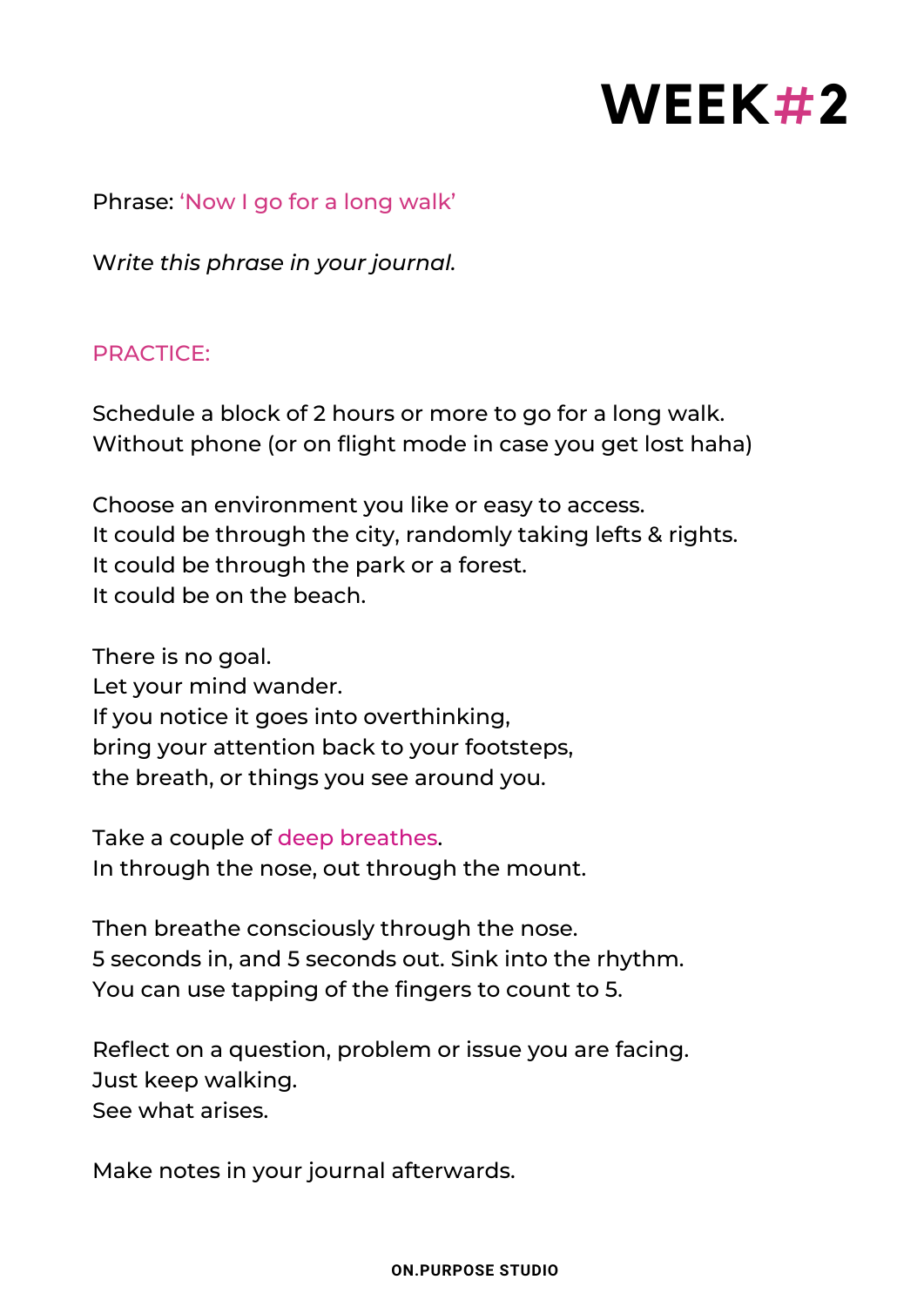# WEEK#2

Phrase: 'Now I go for a long walk'

*Write this phrase in your journal.*

PRACTICE:

Schedule a block of 2 hours or more to go for a long walk.
Without phone (or on flight mode in case you get lost haha)

Choose an environment you like or easy to access.
It could be through the city, randomly taking lefts & rights.
It could be through the park or a forest.
It could be on the beach.

There is no goal.
Let your mind wander.
If you notice it goes into overthinking,
bring your attention back to your footsteps,
the breath, or things you see around you.

Take a couple of deep breathes.
In through the nose, out through the mount.

Then breathe consciously through the nose.
5 seconds in, and 5 seconds out. Sink into the rhythm.
You can use tapping of the fingers to count to 5.

Reflect on a question, problem or issue you are facing.
Just keep walking.
See what arises.

Make notes in your journal afterwards.

**ON.PURPOSE STUDIO**